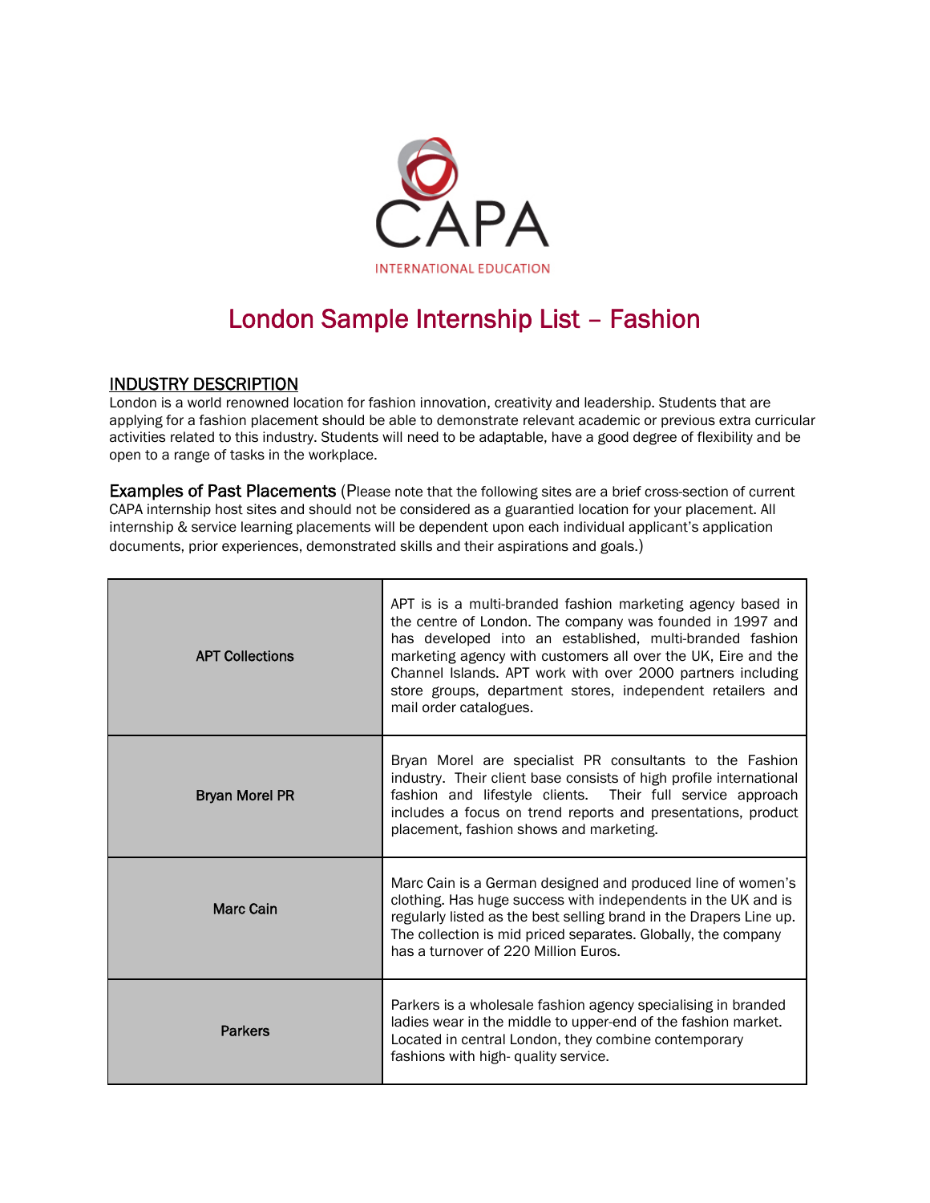CAPA

INTERNATIONAL EDUCATION

# London Sample Internship List – Fashion

## INDUSTRY DESCRIPTION

London is a world renowned location for fashion innovation, creativity and leadership. Students that are applying for a fashion placement should be able to demonstrate relevant academic or previous extra curricular activities related to this industry. Students will need to be adaptable, have a good degree of flexibility and be open to a range of tasks in the workplace.

**Examples of Past Placements** (Please note that the following sites are a brief cross-section of current CAPA internship host sites and should not be considered as a guarantied location for your placement. All internship & service learning placements will be dependent upon each individual applicant's application documents, prior experiences, demonstrated skills and their aspirations and goals.)

| | |
|---|---|
| **APT Collections** | APT is is a multi-branded fashion marketing agency based in the centre of London. The company was founded in 1997 and has developed into an established, multi-branded fashion marketing agency with customers all over the UK, Eire and the Channel Islands. APT work with over 2000 partners including store groups, department stores, independent retailers and mail order catalogues. |
| **Bryan Morel PR** | Bryan Morel are specialist PR consultants to the Fashion industry. Their client base consists of high profile international fashion and lifestyle clients. Their full service approach includes a focus on trend reports and presentations, product placement, fashion shows and marketing. |
| **Marc Cain** | Marc Cain is a German designed and produced line of women's clothing. Has huge success with independents in the UK and is regularly listed as the best selling brand in the Drapers Line up. The collection is mid priced separates. Globally, the company has a turnover of 220 Million Euros. |
| **Parkers** | Parkers is a wholesale fashion agency specialising in branded ladies wear in the middle to upper-end of the fashion market. Located in central London, they combine contemporary fashions with high- quality service. |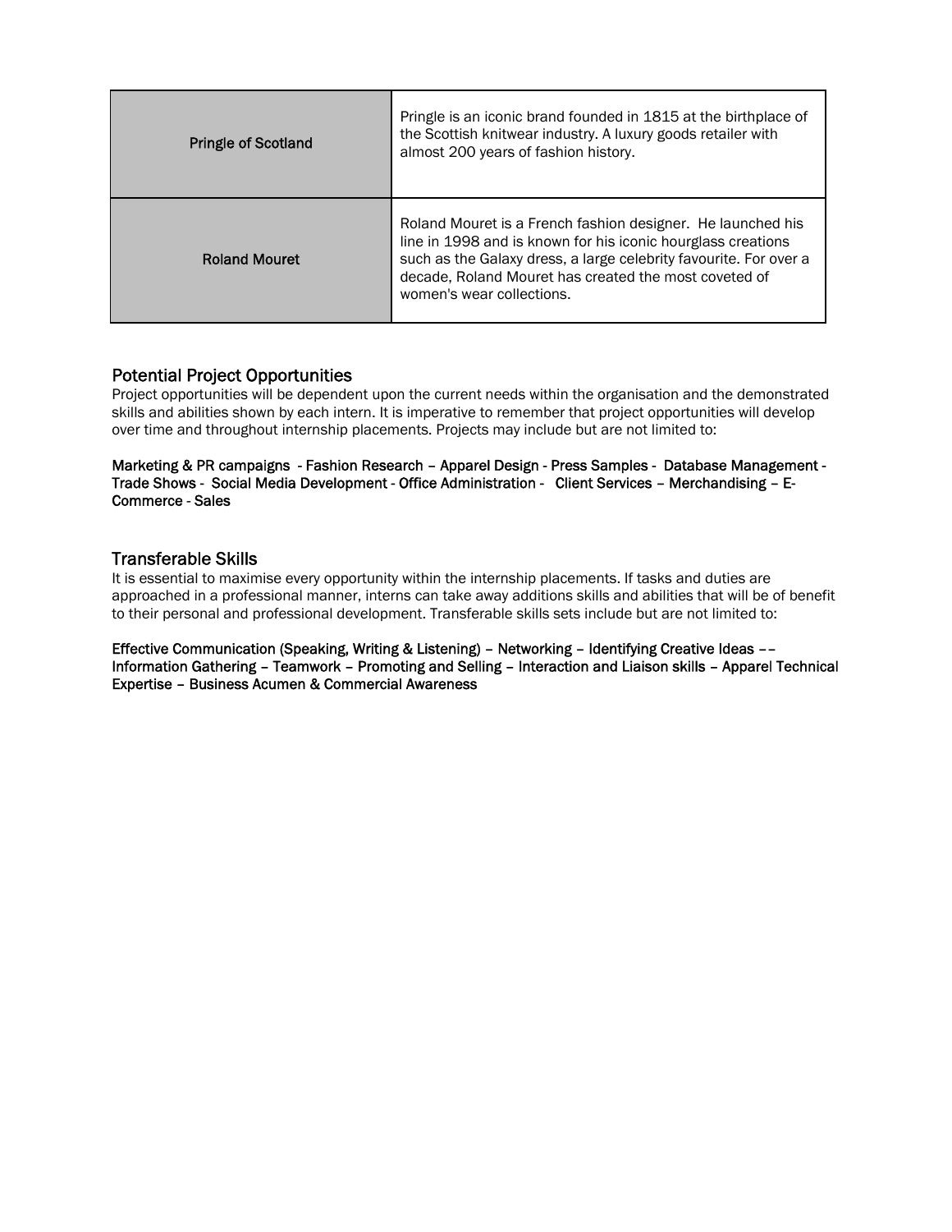| | |
|---|---|
| Pringle of Scotland | Pringle is an iconic brand founded in 1815 at the birthplace of the Scottish knitwear industry. A luxury goods retailer with almost 200 years of fashion history. |
| Roland Mouret | Roland Mouret is a French fashion designer. He launched his line in 1998 and is known for his iconic hourglass creations such as the Galaxy dress, a large celebrity favourite. For over a decade, Roland Mouret has created the most coveted of women's wear collections. |

## Potential Project Opportunities

Project opportunities will be dependent upon the current needs within the organisation and the demonstrated skills and abilities shown by each intern. It is imperative to remember that project opportunities will develop over time and throughout internship placements. Projects may include but are not limited to:

Marketing & PR campaigns - Fashion Research – Apparel Design - Press Samples - Database Management - Trade Shows - Social Media Development - Office Administration - Client Services – Merchandising – E-Commerce - Sales

## Transferable Skills

It is essential to maximise every opportunity within the internship placements. If tasks and duties are approached in a professional manner, interns can take away additions skills and abilities that will be of benefit to their personal and professional development. Transferable skills sets include but are not limited to:

Effective Communication (Speaking, Writing & Listening) – Networking – Identifying Creative Ideas –– Information Gathering – Teamwork – Promoting and Selling – Interaction and Liaison skills – Apparel Technical Expertise – Business Acumen & Commercial Awareness